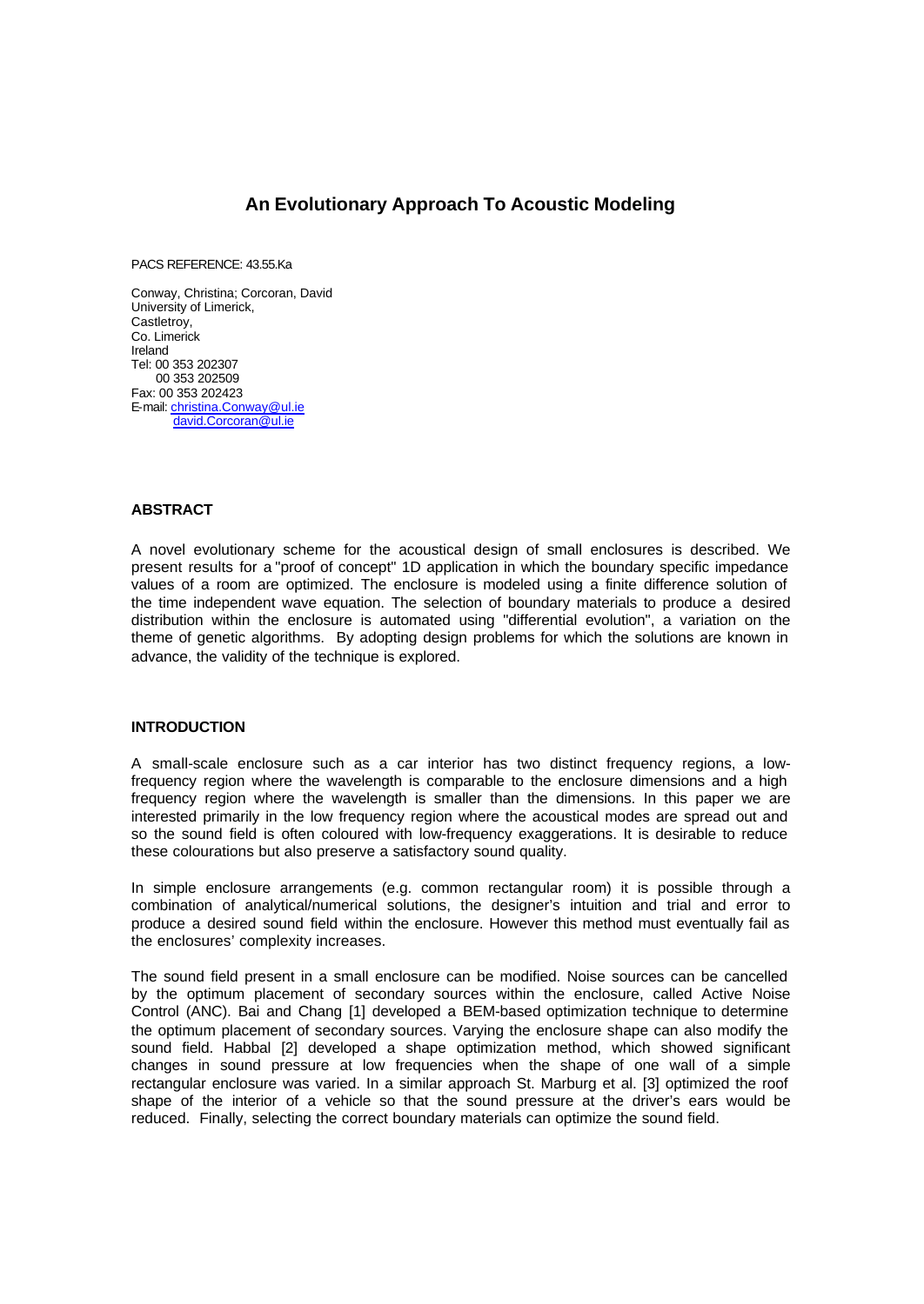# An Evolutionary Approach To Acoustic Modeling

PACS REFERENCE: 43.55.Ka

Conway, Christina; Corcoran, David
University of Limerick,
Castletroy,
Co. Limerick
Ireland
Tel: 00 353 202307
00 353 202509
Fax: 00 353 202423
E-mail: christina.Conway@ul.ie
david.Corcoran@ul.ie

## ABSTRACT

A novel evolutionary scheme for the acoustical design of small enclosures is described. We present results for a "proof of concept" 1D application in which the boundary specific impedance values of a room are optimized. The enclosure is modeled using a finite difference solution of the time independent wave equation. The selection of boundary materials to produce a desired distribution within the enclosure is automated using "differential evolution", a variation on the theme of genetic algorithms. By adopting design problems for which the solutions are known in advance, the validity of the technique is explored.

## INTRODUCTION

A small-scale enclosure such as a car interior has two distinct frequency regions, a low-frequency region where the wavelength is comparable to the enclosure dimensions and a high frequency region where the wavelength is smaller than the dimensions. In this paper we are interested primarily in the low frequency region where the acoustical modes are spread out and so the sound field is often coloured with low-frequency exaggerations. It is desirable to reduce these colourations but also preserve a satisfactory sound quality.

In simple enclosure arrangements (e.g. common rectangular room) it is possible through a combination of analytical/numerical solutions, the designer's intuition and trial and error to produce a desired sound field within the enclosure. However this method must eventually fail as the enclosures' complexity increases.

The sound field present in a small enclosure can be modified. Noise sources can be cancelled by the optimum placement of secondary sources within the enclosure, called Active Noise Control (ANC). Bai and Chang [1] developed a BEM-based optimization technique to determine the optimum placement of secondary sources. Varying the enclosure shape can also modify the sound field. Habbal [2] developed a shape optimization method, which showed significant changes in sound pressure at low frequencies when the shape of one wall of a simple rectangular enclosure was varied. In a similar approach St. Marburg et al. [3] optimized the roof shape of the interior of a vehicle so that the sound pressure at the driver's ears would be reduced. Finally, selecting the correct boundary materials can optimize the sound field.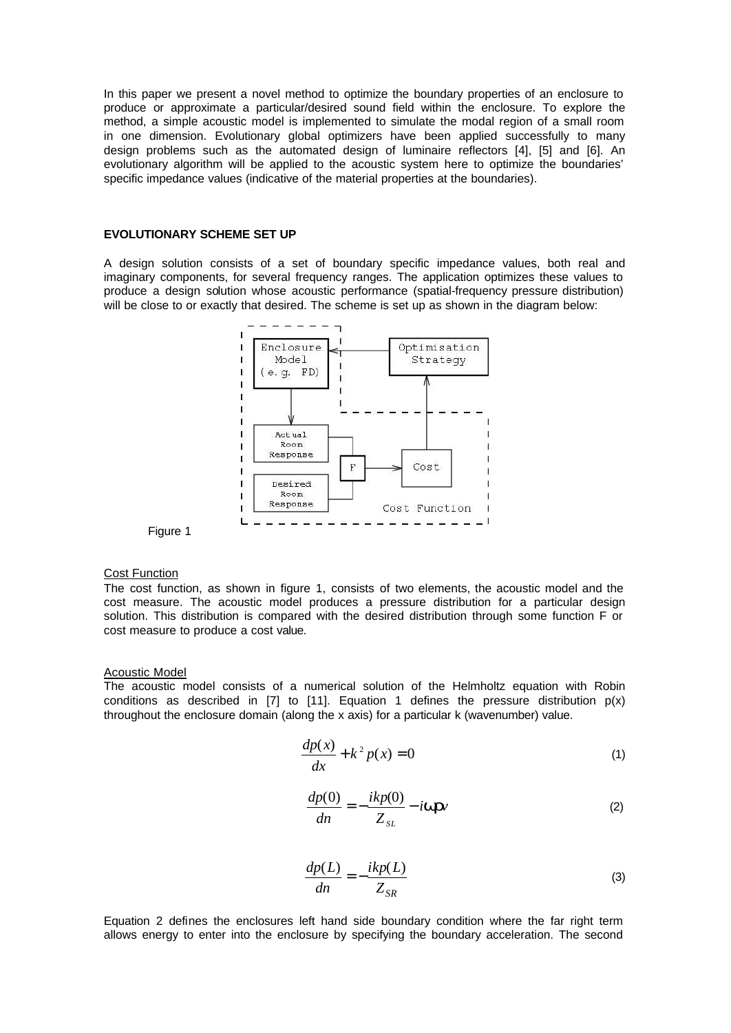In this paper we present a novel method to optimize the boundary properties of an enclosure to produce or approximate a particular/desired sound field within the enclosure. To explore the method, a simple acoustic model is implemented to simulate the modal region of a small room in one dimension. Evolutionary global optimizers have been applied successfully to many design problems such as the automated design of luminaire reflectors [4], [5] and [6]. An evolutionary algorithm will be applied to the acoustic system here to optimize the boundaries' specific impedance values (indicative of the material properties at the boundaries).

### EVOLUTIONARY SCHEME SET UP

A design solution consists of a set of boundary specific impedance values, both real and imaginary components, for several frequency ranges. The application optimizes these values to produce a design solution whose acoustic performance (spatial-frequency pressure distribution) will be close to or exactly that desired. The scheme is set up as shown in the diagram below:

Figure 1

#### Cost Function

The cost function, as shown in figure 1, consists of two elements, the acoustic model and the cost measure. The acoustic model produces a pressure distribution for a particular design solution. This distribution is compared with the desired distribution through some function F or cost measure to produce a cost value.

#### Acoustic Model

The acoustic model consists of a numerical solution of the Helmholtz equation with Robin conditions as described in [7] to [11]. Equation 1 defines the pressure distribution $p(x)$ throughout the enclosure domain (along the x axis) for a particular k (wavenumber) value.

$$\frac{dp(x)}{dx} + k^2 p(x) = 0 \tag{1}$$

$$\frac{dp(0)}{dn} = -\frac{ikp(0)}{Z_{SL}} - i\omega\rho v \tag{2}$$

$$\frac{dp(L)}{dn} = -\frac{ikp(L)}{Z_{SR}} \tag{3}$$

Equation 2 defines the enclosures left hand side boundary condition where the far right term allows energy to enter into the enclosure by specifying the boundary acceleration. The second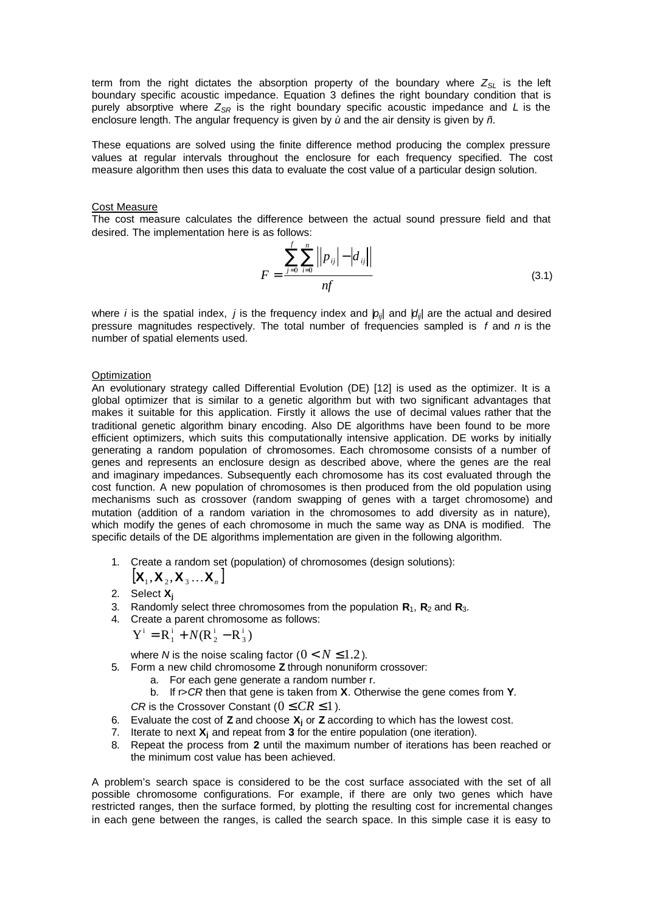term from the right dictates the absorption property of the boundary where $Z_{SL}$ is the left boundary specific acoustic impedance. Equation 3 defines the right boundary condition that is purely absorptive where $Z_{SR}$ is the right boundary specific acoustic impedance and $L$ is the enclosure length. The angular frequency is given by ù and the air density is given by ñ.

These equations are solved using the finite difference method producing the complex pressure values at regular intervals throughout the enclosure for each frequency specified. The cost measure algorithm then uses this data to evaluate the cost value of a particular design solution.

Cost Measure

The cost measure calculates the difference between the actual sound pressure field and that desired. The implementation here is as follows:

$$F = \frac{\sum_{j=0}^{f} \sum_{i=0}^{n} \left| \left| p_{ij} \right| - \left| d_{ij} \right| \right|}{nf} \tag{3.1}$$

where $i$ is the spatial index, $j$ is the frequency index and $|p_{ij}|$ and $|d_{ij}|$ are the actual and desired pressure magnitudes respectively. The total number of frequencies sampled is $f$ and $n$ is the number of spatial elements used.

Optimization

An evolutionary strategy called Differential Evolution (DE) [12] is used as the optimizer. It is a global optimizer that is similar to a genetic algorithm but with two significant advantages that makes it suitable for this application. Firstly it allows the use of decimal values rather that the traditional genetic algorithm binary encoding. Also DE algorithms have been found to be more efficient optimizers, which suits this computationally intensive application. DE works by initially generating a random population of chromosomes. Each chromosome consists of a number of genes and represents an enclosure design as described above, where the genes are the real and imaginary impedances. Subsequently each chromosome has its cost evaluated through the cost function. A new population of chromosomes is then produced from the old population using mechanisms such as crossover (random swapping of genes with a target chromosome) and mutation (addition of a random variation in the chromosomes to add diversity as in nature), which modify the genes of each chromosome in much the same way as DNA is modified. The specific details of the DE algorithms implementation are given in the following algorithm.

1. Create a random set (population) of chromosomes (design solutions): $[\mathbf{X}_1, \mathbf{X}_2, \mathbf{X}_3 \ldots \mathbf{X}_n]$
2. Select $\mathbf{X_j}$
3. Randomly select three chromosomes from the population $\mathbf{R}_1$, $\mathbf{R}_2$ and $\mathbf{R}_3$.
4. Create a parent chromosome as follows:
   $\mathrm{Y}^i = \mathrm{R}_1^i + N(\mathrm{R}_2^i - \mathrm{R}_3^i)$

   where $N$ is the noise scaling factor ($0 < N \leq 1.2$).
5. Form a new child chromosome **Z** through nonuniform crossover:
   a. For each gene generate a random number r.
   b. If r>*CR* then that gene is taken from **X**. Otherwise the gene comes from **Y**.

   *CR* is the Crossover Constant ($0 \leq CR \leq 1$).
6. Evaluate the cost of **Z** and choose $\mathbf{X_j}$ or **Z** according to which has the lowest cost.
7. Iterate to next $\mathbf{X_j}$ and repeat from **3** for the entire population (one iteration).
8. Repeat the process from **2** until the maximum number of iterations has been reached or the minimum cost value has been achieved.

A problem's search space is considered to be the cost surface associated with the set of all possible chromosome configurations. For example, if there are only two genes which have restricted ranges, then the surface formed, by plotting the resulting cost for incremental changes in each gene between the ranges, is called the search space. In this simple case it is easy to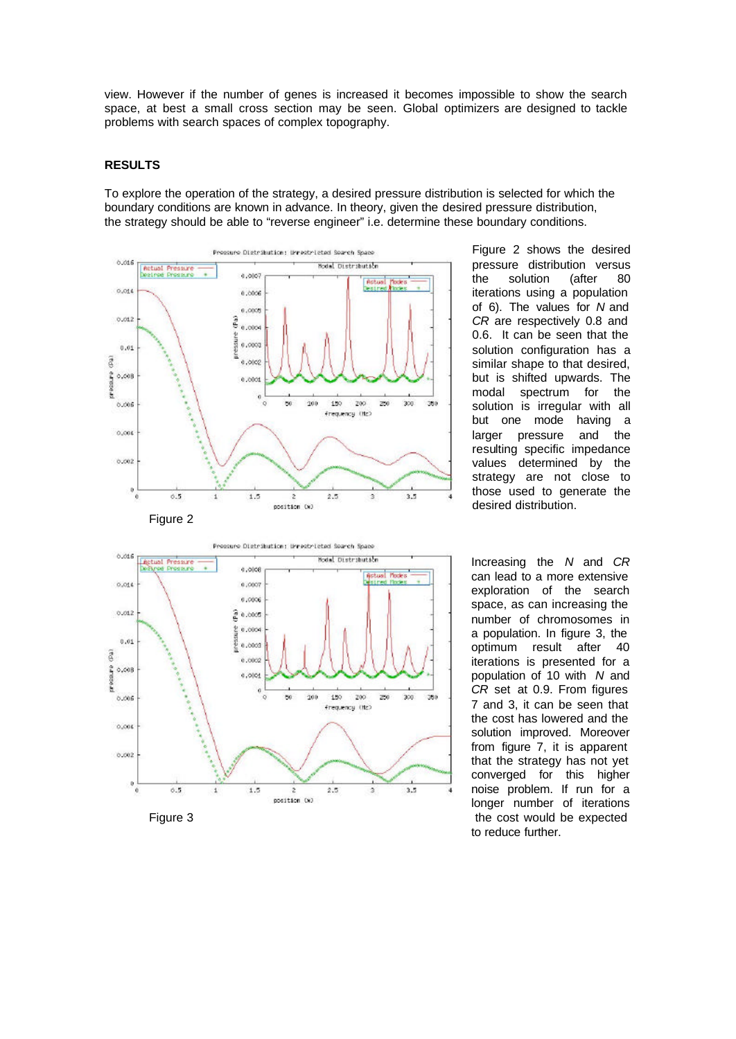view. However if the number of genes is increased it becomes impossible to show the search space, at best a small cross section may be seen. Global optimizers are designed to tackle problems with search spaces of complex topography.

## RESULTS

To explore the operation of the strategy, a desired pressure distribution is selected for which the boundary conditions are known in advance. In theory, given the desired pressure distribution, the strategy should be able to "reverse engineer" i.e. determine these boundary conditions.

Figure 2

Figure 2 shows the desired pressure distribution versus the solution (after 80 iterations using a population of 6). The values for *N* and *CR* are respectively 0.8 and 0.6. It can be seen that the solution configuration has a similar shape to that desired, but is shifted upwards. The modal spectrum for the solution is irregular with all but one mode having a larger pressure and the resulting specific impedance values determined by the strategy are not close to those used to generate the desired distribution.

Figure 3

Increasing the *N* and *CR* can lead to a more extensive exploration of the search space, as can increasing the number of chromosomes in a population. In figure 3, the optimum result after 40 iterations is presented for a population of 10 with *N* and *CR* set at 0.9. From figures 7 and 3, it can be seen that the cost has lowered and the solution improved. Moreover from figure 7, it is apparent that the strategy has not yet converged for this higher noise problem. If run for a longer number of iterations the cost would be expected to reduce further.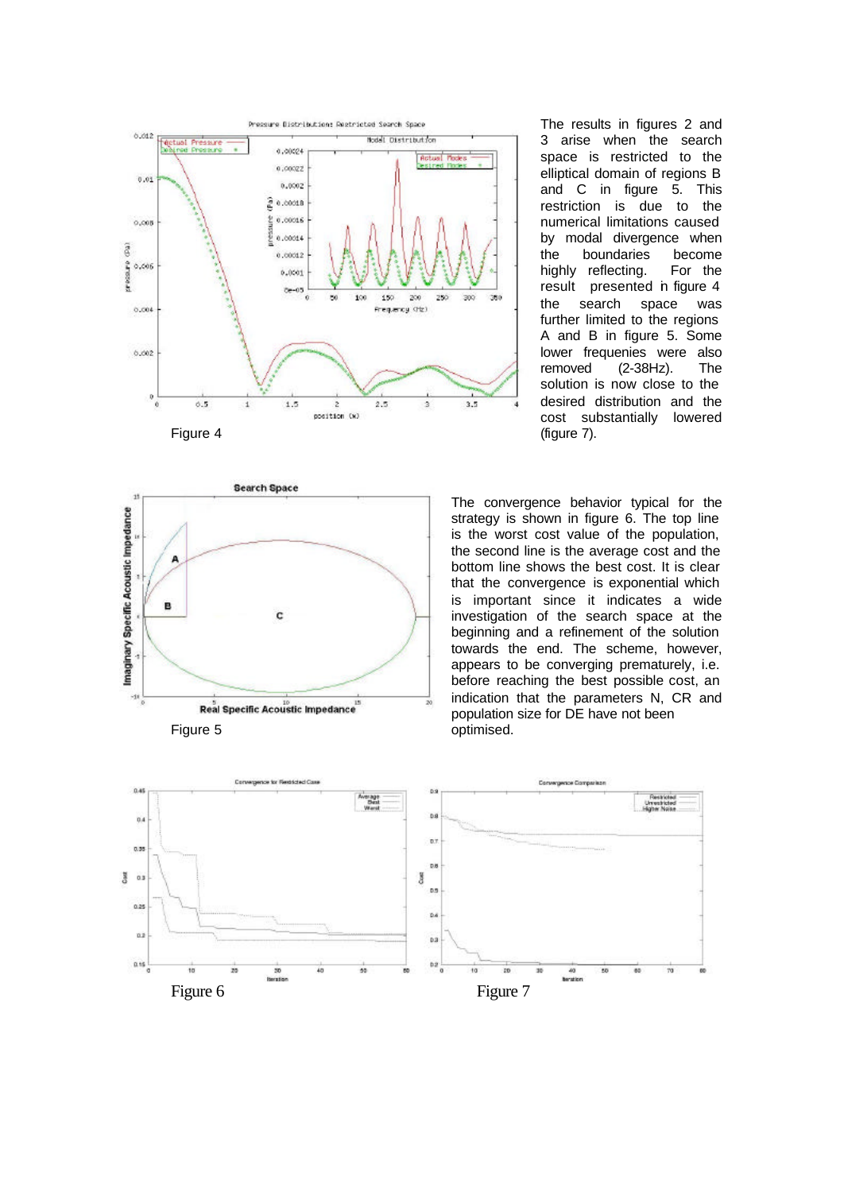Figure 4

The results in figures 2 and 3 arise when the search space is restricted to the elliptical domain of regions B and C in figure 5. This restriction is due to the numerical limitations caused by modal divergence when the boundaries become highly reflecting. For the result presented in figure 4 the search space was further limited to the regions A and B in figure 5. Some lower frequenies were also removed (2-38Hz). The solution is now close to the desired distribution and the cost substantially lowered (figure 7).

Figure 5

The convergence behavior typical for the strategy is shown in figure 6. The top line is the worst cost value of the population, the second line is the average cost and the bottom line shows the best cost. It is clear that the convergence is exponential which is important since it indicates a wide investigation of the search space at the beginning and a refinement of the solution towards the end. The scheme, however, appears to be converging prematurely, i.e. before reaching the best possible cost, an indication that the parameters N, CR and population size for DE have not been optimised.

Figure 6

Figure 7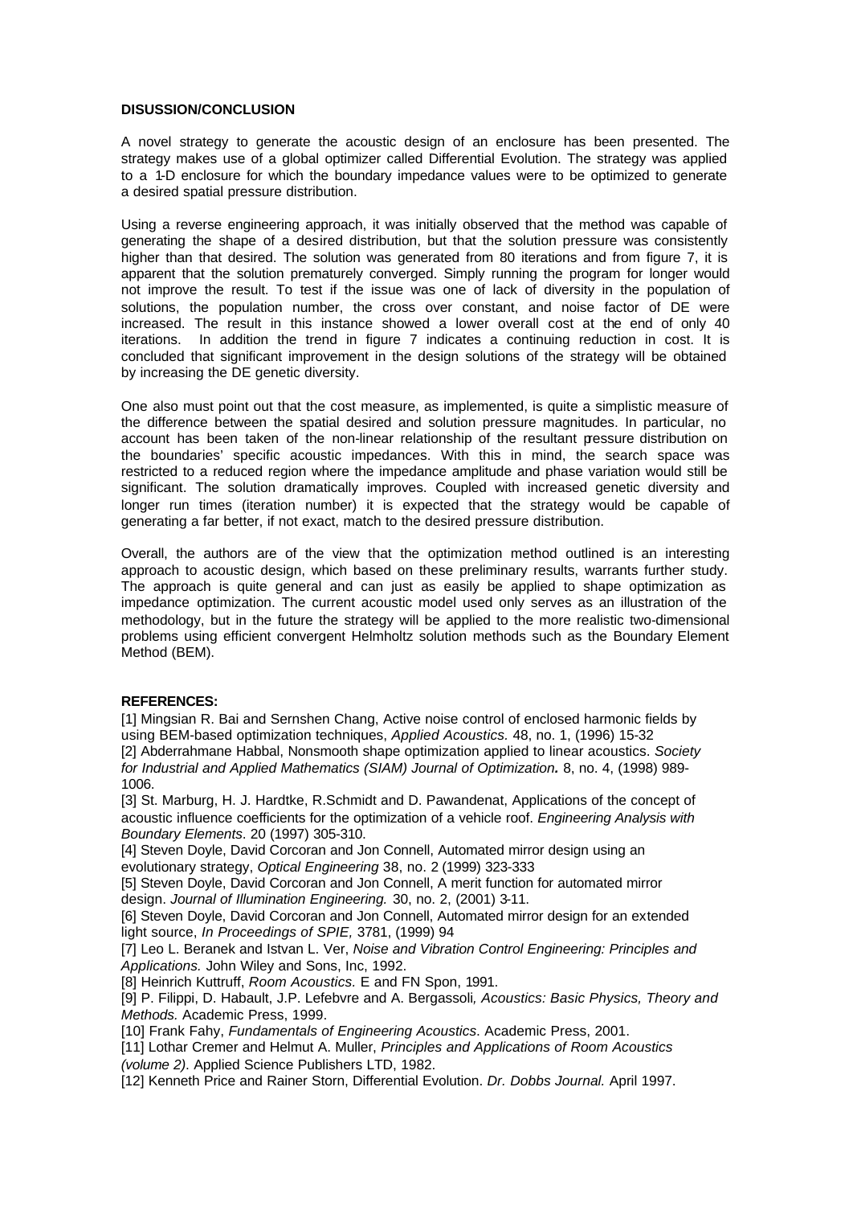**DISUSSION/CONCLUSION**

A novel strategy to generate the acoustic design of an enclosure has been presented. The strategy makes use of a global optimizer called Differential Evolution. The strategy was applied to a 1-D enclosure for which the boundary impedance values were to be optimized to generate a desired spatial pressure distribution.

Using a reverse engineering approach, it was initially observed that the method was capable of generating the shape of a desired distribution, but that the solution pressure was consistently higher than that desired. The solution was generated from 80 iterations and from figure 7, it is apparent that the solution prematurely converged. Simply running the program for longer would not improve the result. To test if the issue was one of lack of diversity in the population of solutions, the population number, the cross over constant, and noise factor of DE were increased. The result in this instance showed a lower overall cost at the end of only 40 iterations. In addition the trend in figure 7 indicates a continuing reduction in cost. It is concluded that significant improvement in the design solutions of the strategy will be obtained by increasing the DE genetic diversity.

One also must point out that the cost measure, as implemented, is quite a simplistic measure of the difference between the spatial desired and solution pressure magnitudes. In particular, no account has been taken of the non-linear relationship of the resultant pressure distribution on the boundaries' specific acoustic impedances. With this in mind, the search space was restricted to a reduced region where the impedance amplitude and phase variation would still be significant. The solution dramatically improves. Coupled with increased genetic diversity and longer run times (iteration number) it is expected that the strategy would be capable of generating a far better, if not exact, match to the desired pressure distribution.

Overall, the authors are of the view that the optimization method outlined is an interesting approach to acoustic design, which based on these preliminary results, warrants further study. The approach is quite general and can just as easily be applied to shape optimization as impedance optimization. The current acoustic model used only serves as an illustration of the methodology, but in the future the strategy will be applied to the more realistic two-dimensional problems using efficient convergent Helmholtz solution methods such as the Boundary Element Method (BEM).

**REFERENCES:**

[1] Mingsian R. Bai and Sernshen Chang, Active noise control of enclosed harmonic fields by using BEM-based optimization techniques, *Applied Acoustics.* 48, no. 1, (1996) 15-32

[2] Abderrahmane Habbal, Nonsmooth shape optimization applied to linear acoustics. *Society for Industrial and Applied Mathematics (SIAM) Journal of Optimization.* 8, no. 4, (1998) 989-1006.

[3] St. Marburg, H. J. Hardtke, R.Schmidt and D. Pawandenat, Applications of the concept of acoustic influence coefficients for the optimization of a vehicle roof. *Engineering Analysis with Boundary Elements*. 20 (1997) 305-310.

[4] Steven Doyle, David Corcoran and Jon Connell, Automated mirror design using an evolutionary strategy, *Optical Engineering* 38, no. 2 (1999) 323-333

[5] Steven Doyle, David Corcoran and Jon Connell, A merit function for automated mirror design. *Journal of Illumination Engineering.* 30, no. 2, (2001) 3-11.

[6] Steven Doyle, David Corcoran and Jon Connell, Automated mirror design for an extended light source, *In Proceedings of SPIE,* 3781, (1999) 94

[7] Leo L. Beranek and Istvan L. Ver, *Noise and Vibration Control Engineering: Principles and Applications.* John Wiley and Sons, Inc, 1992.

[8] Heinrich Kuttruff, *Room Acoustics.* E and FN Spon, 1991.

[9] P. Filippi, D. Habault, J.P. Lefebvre and A. Bergassoli, *Acoustics: Basic Physics, Theory and Methods.* Academic Press, 1999.

[10] Frank Fahy, *Fundamentals of Engineering Acoustics.* Academic Press, 2001.

[11] Lothar Cremer and Helmut A. Muller, *Principles and Applications of Room Acoustics (volume 2)*. Applied Science Publishers LTD, 1982.

[12] Kenneth Price and Rainer Storn, Differential Evolution. *Dr. Dobbs Journal.* April 1997.